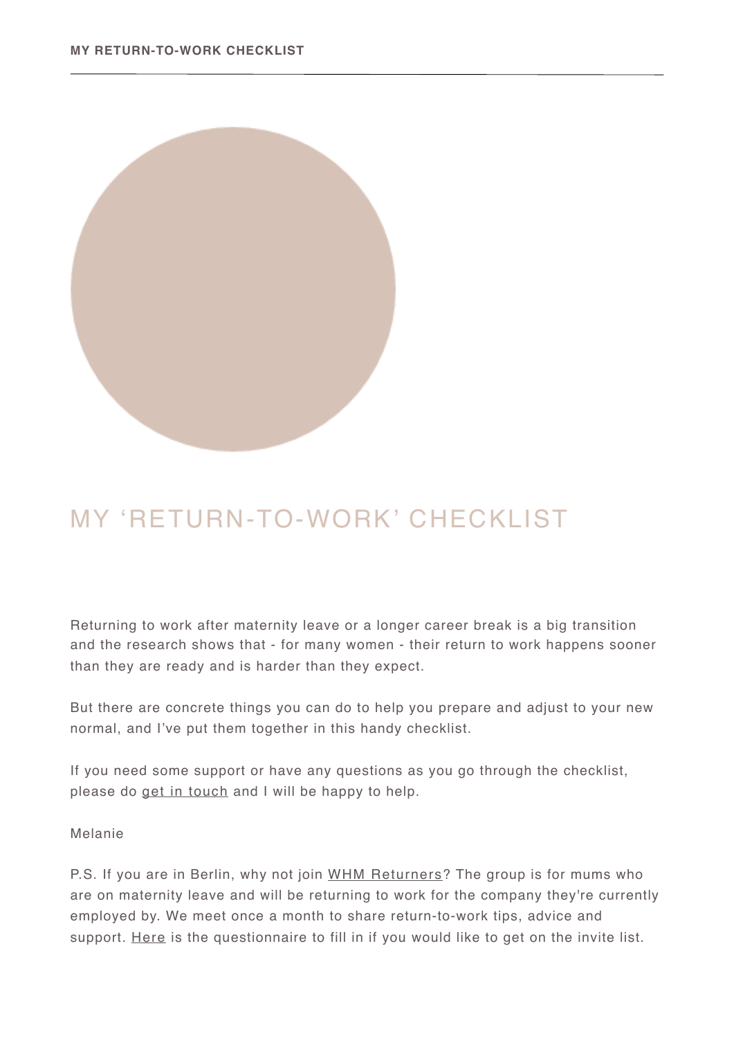# MY 'RETURN-TO-WORK' CHECKLIST

Returning to work after maternity leave or a longer career break is a big transition and the research shows that - for many women - their return to work happens sooner than they are ready and is harder than they expect.

But there are concrete things you can do to help you prepare and adjust to your new normal, and I've put them together in this handy checklist.

If you need some support or have any questions as you go through the checklist, please do get in touch and I will be happy to help.

Melanie

P.S. If you are in Berlin, why not join WHM Returners? The group is for mums who are on maternity leave and will be returning to work for the company they're currently employed by. We meet once a month to share return-to-work tips, advice and support. Here is the questionnaire to fill in if you would like to get on the invite list.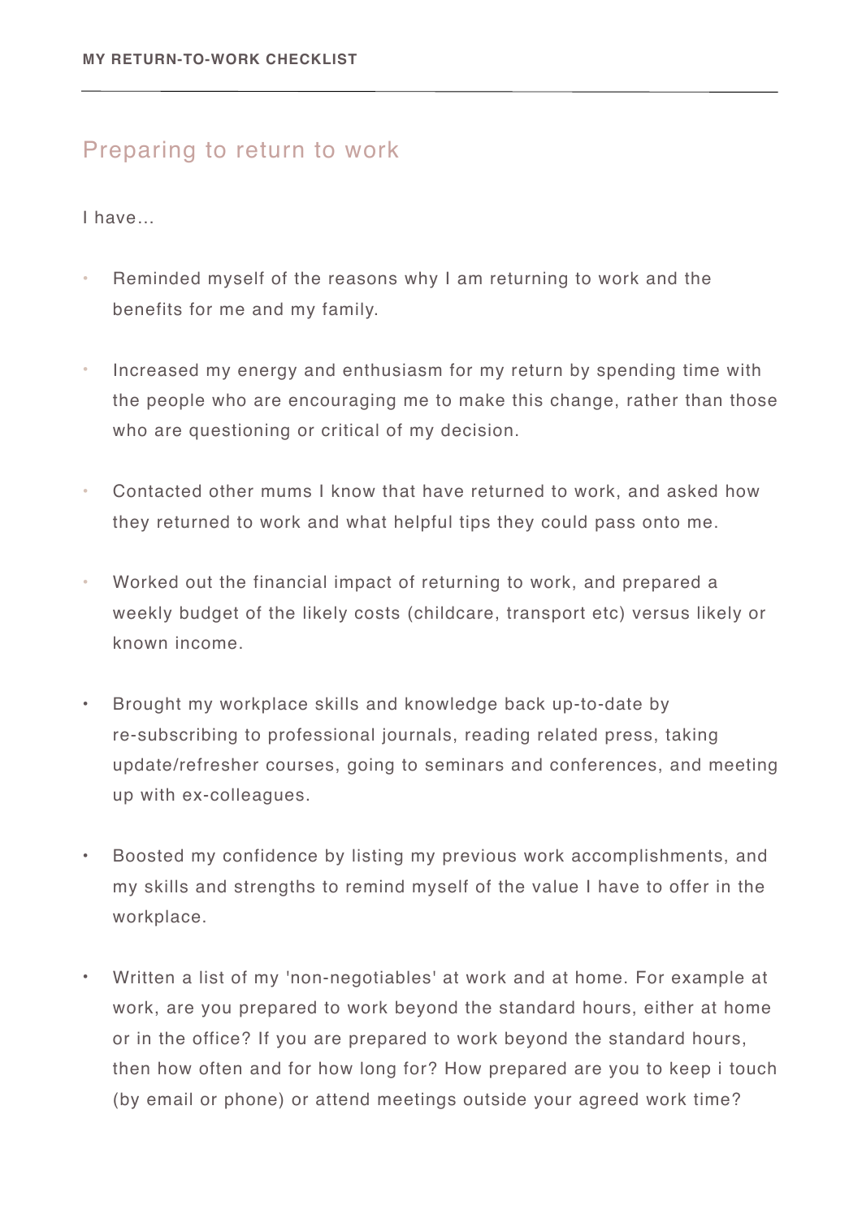## Preparing to return to work

I have…

- Reminded myself of the reasons why I am returning to work and the benefits for me and my family.
- Increased my energy and enthusiasm for my return by spending time with the people who are encouraging me to make this change, rather than those who are questioning or critical of my decision.
- Contacted other mums I know that have returned to work, and asked how they returned to work and what helpful tips they could pass onto me.
- Worked out the financial impact of returning to work, and prepared a weekly budget of the likely costs (childcare, transport etc) versus likely or known income.
- Brought my workplace skills and knowledge back up-to-date by re-subscribing to professional journals, reading related press, taking update/refresher courses, going to seminars and conferences, and meeting up with ex-colleagues.
- Boosted my confidence by listing my previous work accomplishments, and my skills and strengths to remind myself of the value I have to offer in the workplace.
- Written a list of my 'non-negotiables' at work and at home. For example at work, are you prepared to work beyond the standard hours, either at home or in the office? If you are prepared to work beyond the standard hours, then how often and for how long for? How prepared are you to keep i touch (by email or phone) or attend meetings outside your agreed work time?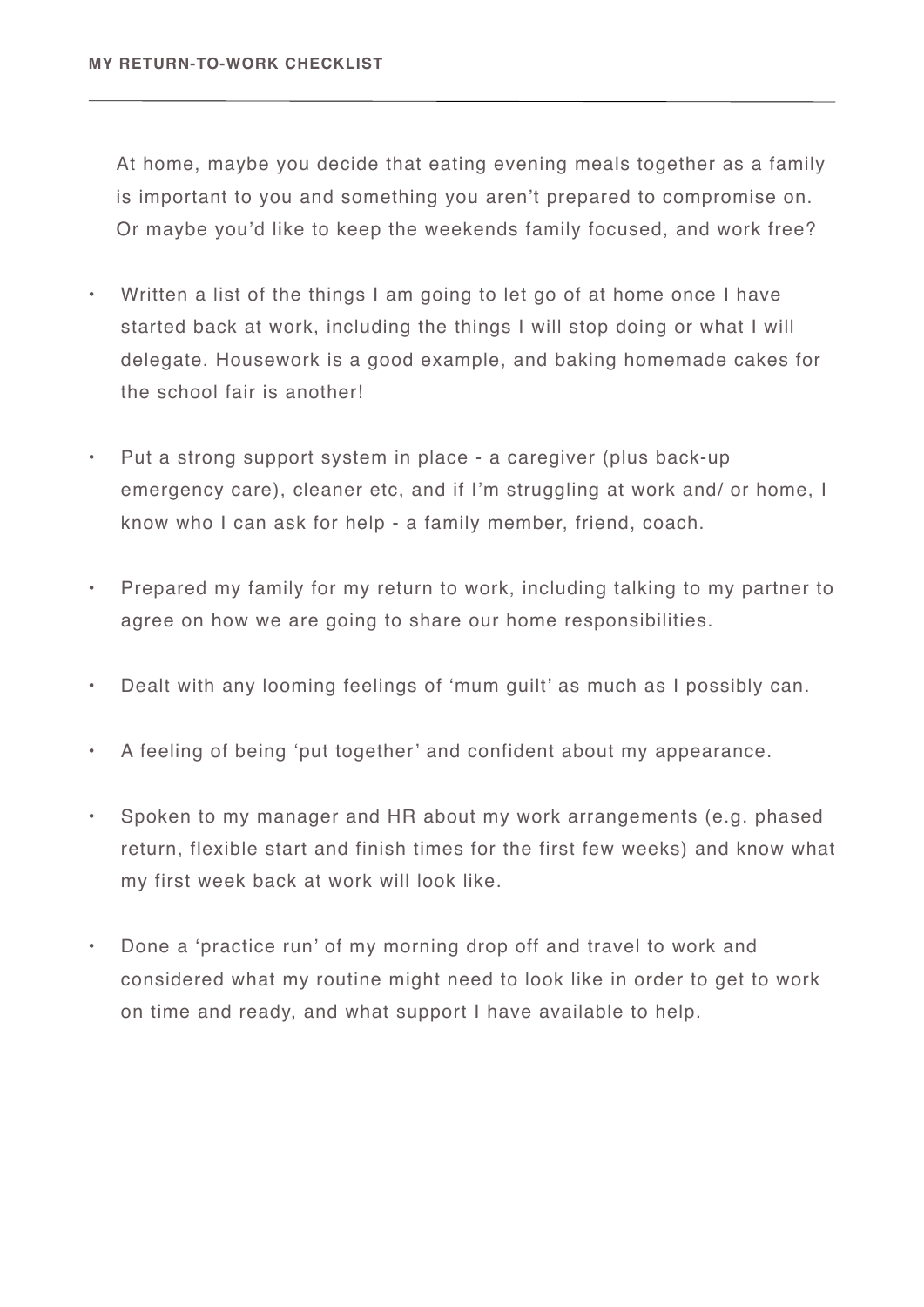At home, maybe you decide that eating evening meals together as a family is important to you and something you aren't prepared to compromise on. Or maybe you'd like to keep the weekends family focused, and work free?

- Written a list of the things I am going to let go of at home once I have started back at work, including the things I will stop doing or what I will delegate. Housework is a good example, and baking homemade cakes for the school fair is another!

- Put a strong support system in place - a caregiver (plus back-up emergency care), cleaner etc, and if I'm struggling at work and/ or home, I know who I can ask for help - a family member, friend, coach.

- Prepared my family for my return to work, including talking to my partner to agree on how we are going to share our home responsibilities.

- Dealt with any looming feelings of 'mum guilt' as much as I possibly can.

- A feeling of being 'put together' and confident about my appearance.

- Spoken to my manager and HR about my work arrangements (e.g. phased return, flexible start and finish times for the first few weeks) and know what my first week back at work will look like.

- Done a 'practice run' of my morning drop off and travel to work and considered what my routine might need to look like in order to get to work on time and ready, and what support I have available to help.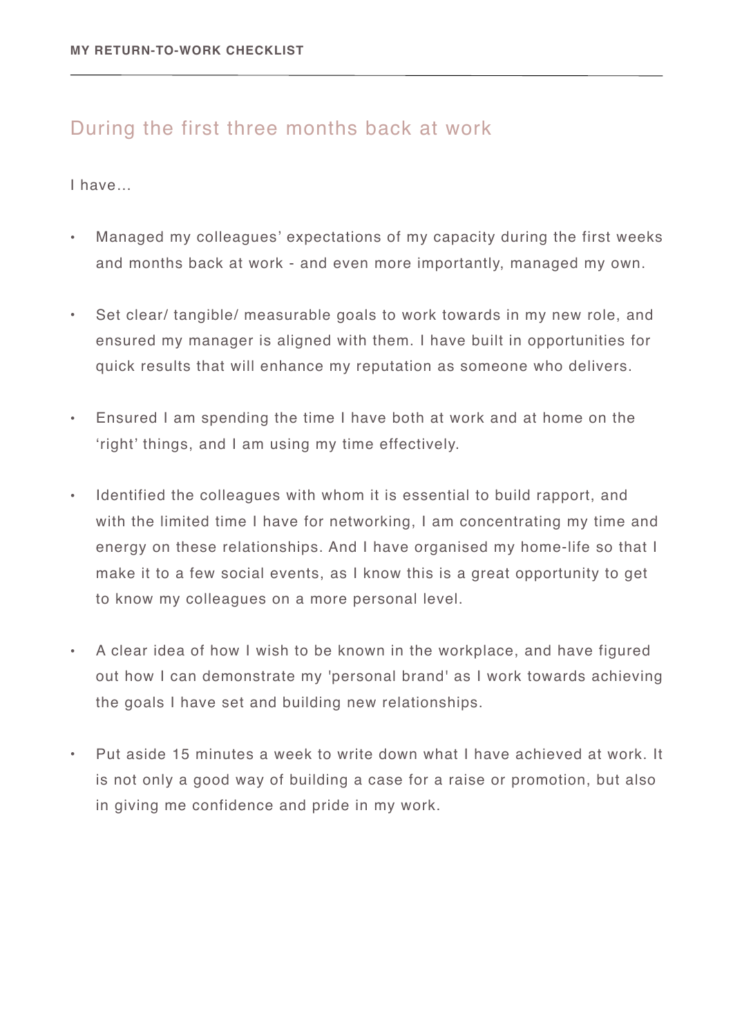## During the first three months back at work

I have…

- Managed my colleagues’ expectations of my capacity during the first weeks and months back at work - and even more importantly, managed my own.
- Set clear/ tangible/ measurable goals to work towards in my new role, and ensured my manager is aligned with them. I have built in opportunities for quick results that will enhance my reputation as someone who delivers.
- Ensured I am spending the time I have both at work and at home on the ‘right’ things, and I am using my time effectively.
- Identified the colleagues with whom it is essential to build rapport, and with the limited time I have for networking, I am concentrating my time and energy on these relationships. And I have organised my home-life so that I make it to a few social events, as I know this is a great opportunity to get to know my colleagues on a more personal level.
- A clear idea of how I wish to be known in the workplace, and have figured out how I can demonstrate my 'personal brand' as I work towards achieving the goals I have set and building new relationships.
- Put aside 15 minutes a week to write down what I have achieved at work. It is not only a good way of building a case for a raise or promotion, but also in giving me confidence and pride in my work.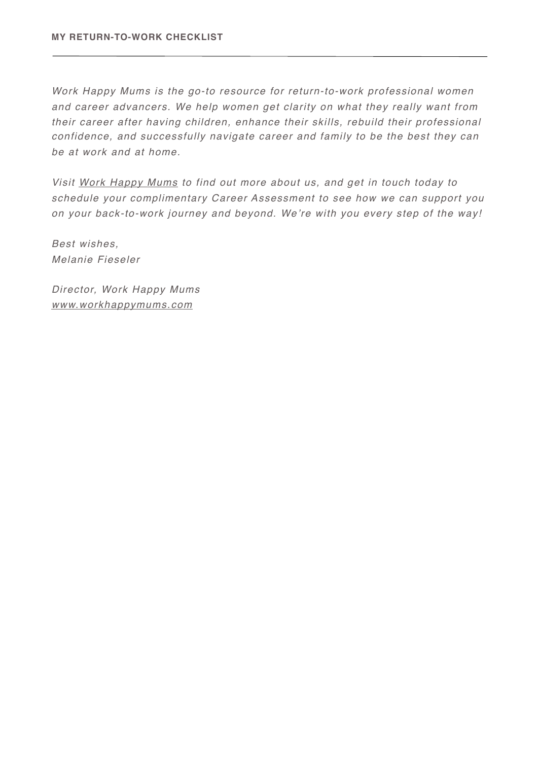*Work Happy Mums is the go-to resource for return-to-work professional women and career advancers. We help women get clarity on what they really want from their career after having children, enhance their skills, rebuild their professional confidence, and successfully navigate career and family to be the best they can be at work and at home.*

*Visit Work Happy Mums to find out more about us, and get in touch today to schedule your complimentary Career Assessment to see how we can support you on your back-to-work journey and beyond. We're with you every step of the way!*

*Best wishes,*
*Melanie Fieseler*

*Director, Work Happy Mums*
*www.workhappymums.com*